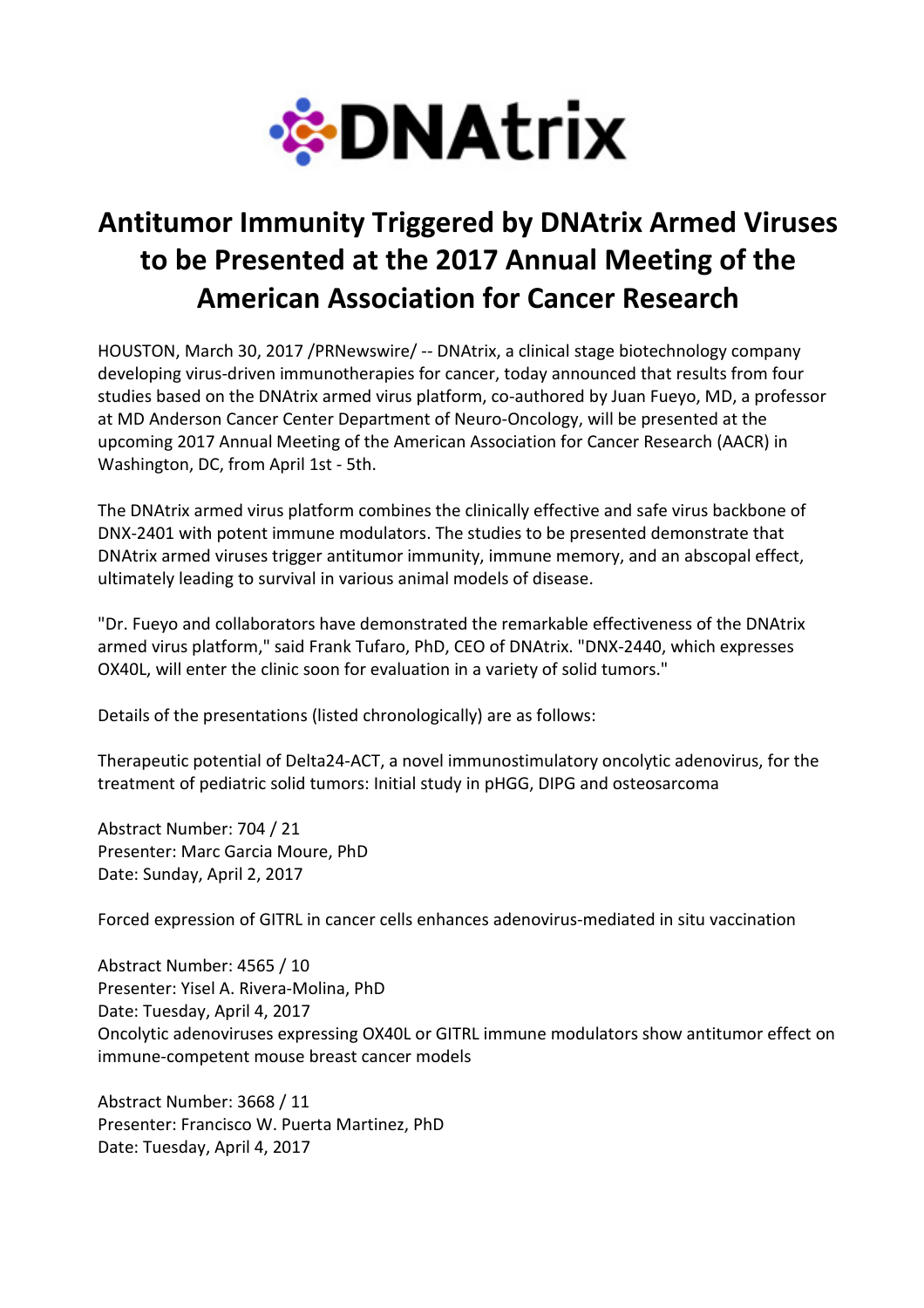DNAtrix

# Antitumor Immunity Triggered by DNAtrix Armed Viruses to be Presented at the 2017 Annual Meeting of the American Association for Cancer Research

HOUSTON, March 30, 2017 /PRNewswire/ -- DNAtrix, a clinical stage biotechnology company developing virus-driven immunotherapies for cancer, today announced that results from four studies based on the DNAtrix armed virus platform, co-authored by Juan Fueyo, MD, a professor at MD Anderson Cancer Center Department of Neuro-Oncology, will be presented at the upcoming 2017 Annual Meeting of the American Association for Cancer Research (AACR) in Washington, DC, from April 1st - 5th.

The DNAtrix armed virus platform combines the clinically effective and safe virus backbone of DNX-2401 with potent immune modulators. The studies to be presented demonstrate that DNAtrix armed viruses trigger antitumor immunity, immune memory, and an abscopal effect, ultimately leading to survival in various animal models of disease.

"Dr. Fueyo and collaborators have demonstrated the remarkable effectiveness of the DNAtrix armed virus platform," said Frank Tufaro, PhD, CEO of DNAtrix. "DNX-2440, which expresses OX40L, will enter the clinic soon for evaluation in a variety of solid tumors."

Details of the presentations (listed chronologically) are as follows:

Therapeutic potential of Delta24-ACT, a novel immunostimulatory oncolytic adenovirus, for the treatment of pediatric solid tumors: Initial study in pHGG, DIPG and osteosarcoma

Abstract Number: 704 / 21
Presenter: Marc Garcia Moure, PhD
Date: Sunday, April 2, 2017

Forced expression of GITRL in cancer cells enhances adenovirus-mediated in situ vaccination

Abstract Number: 4565 / 10
Presenter: Yisel A. Rivera-Molina, PhD
Date: Tuesday, April 4, 2017

Oncolytic adenoviruses expressing OX40L or GITRL immune modulators show antitumor effect on immune-competent mouse breast cancer models

Abstract Number: 3668 / 11
Presenter: Francisco W. Puerta Martinez, PhD
Date: Tuesday, April 4, 2017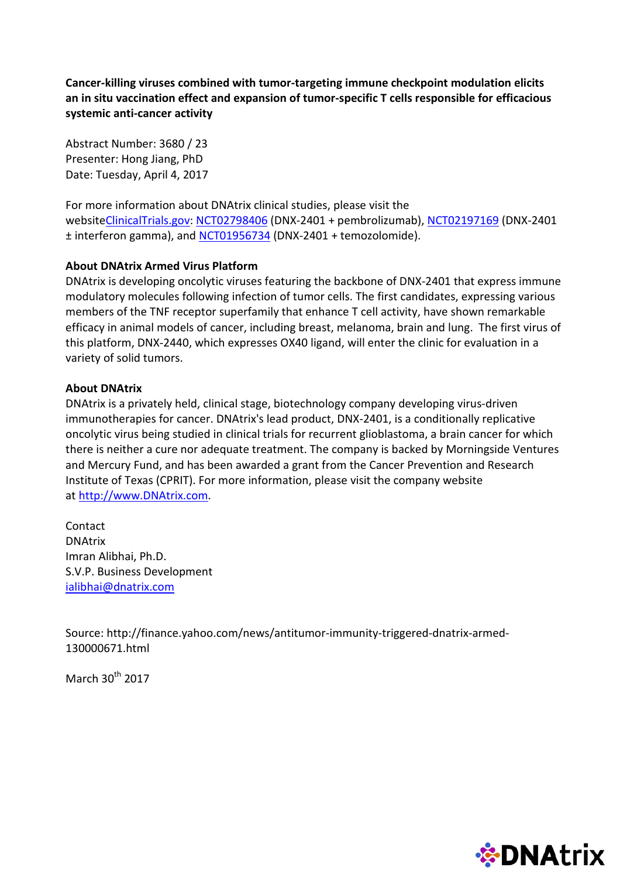**Cancer-killing viruses combined with tumor-targeting immune checkpoint modulation elicits an in situ vaccination effect and expansion of tumor-specific T cells responsible for efficacious systemic anti-cancer activity**

Abstract Number: 3680 / 23
Presenter: Hong Jiang, PhD
Date: Tuesday, April 4, 2017

For more information about DNAtrix clinical studies, please visit the websiteClinicalTrials.gov: NCT02798406 (DNX-2401 + pembrolizumab), NCT02197169 (DNX-2401 ± interferon gamma), and NCT01956734 (DNX-2401 + temozolomide).

**About DNAtrix Armed Virus Platform**

DNAtrix is developing oncolytic viruses featuring the backbone of DNX-2401 that express immune modulatory molecules following infection of tumor cells. The first candidates, expressing various members of the TNF receptor superfamily that enhance T cell activity, have shown remarkable efficacy in animal models of cancer, including breast, melanoma, brain and lung. The first virus of this platform, DNX-2440, which expresses OX40 ligand, will enter the clinic for evaluation in a variety of solid tumors.

**About DNAtrix**

DNAtrix is a privately held, clinical stage, biotechnology company developing virus-driven immunotherapies for cancer. DNAtrix's lead product, DNX-2401, is a conditionally replicative oncolytic virus being studied in clinical trials for recurrent glioblastoma, a brain cancer for which there is neither a cure nor adequate treatment. The company is backed by Morningside Ventures and Mercury Fund, and has been awarded a grant from the Cancer Prevention and Research Institute of Texas (CPRIT). For more information, please visit the company website at http://www.DNAtrix.com.

Contact
DNAtrix
Imran Alibhai, Ph.D.
S.V.P. Business Development
ialibhai@dnatrix.com

Source: http://finance.yahoo.com/news/antitumor-immunity-triggered-dnatrix-armed-130000671.html

March 30th 2017